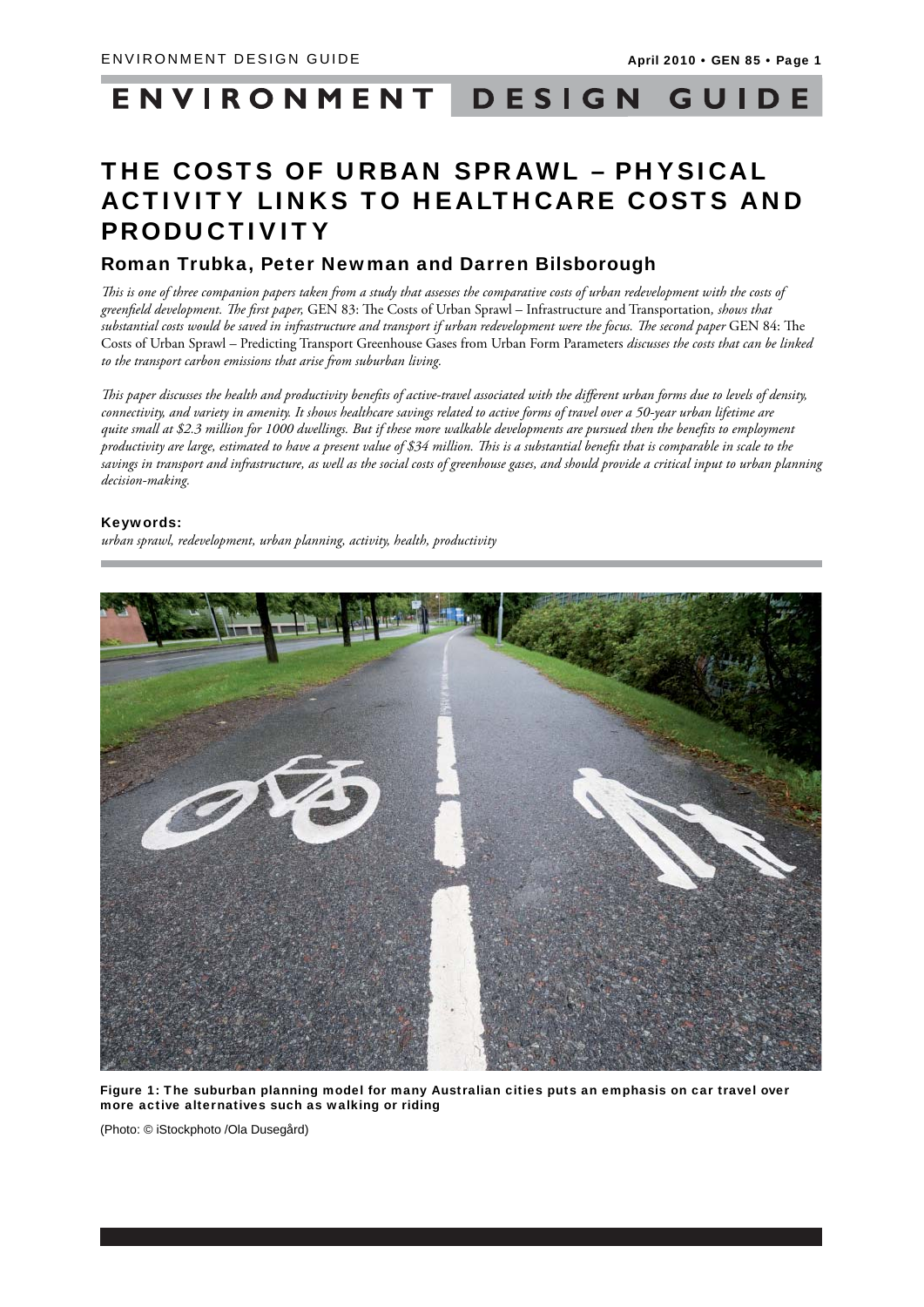# THE COSTS OF URBAN SPRAWL – PHYSICAL ACTIVITY LINKS TO HEALTHCARE COSTS AND PRODUCTIVITY

## Roman Trubka, Peter Newman and Darren Bilsborough

*This is one of three companion papers taken from a study that assesses the comparative costs of urban redevelopment with the costs of greenfield development. The first paper,* GEN 83: The Costs of Urban Sprawl – Infrastructure and Transportation*, shows that substantial costs would be saved in infrastructure and transport if urban redevelopment were the focus. The second paper* GEN 84: The Costs of Urban Sprawl – Predicting Transport Greenhouse Gases from Urban Form Parameters *discusses the costs that can be linked to the transport carbon emissions that arise from suburban living.*

*This paper discusses the health and productivity benefits of active-travel associated with the different urban forms due to levels of density, connectivity, and variety in amenity. It shows healthcare savings related to active forms of travel over a 50-year urban lifetime are quite small at $2.3 million for 1000 dwellings. But if these more walkable developments are pursued then the benefits to employment productivity are large, estimated to have a present value of $34 million. This is a substantial benefit that is comparable in scale to the savings in transport and infrastructure, as well as the social costs of greenhouse gases, and should provide a critical input to urban planning decision-making.*

**Keywords:**
*urban sprawl, redevelopment, urban planning, activity, health, productivity*

**Figure 1: The suburban planning model for many Australian cities puts an emphasis on car travel over more active alternatives such as walking or riding**

(Photo: © iStockphoto /Ola Dusegård)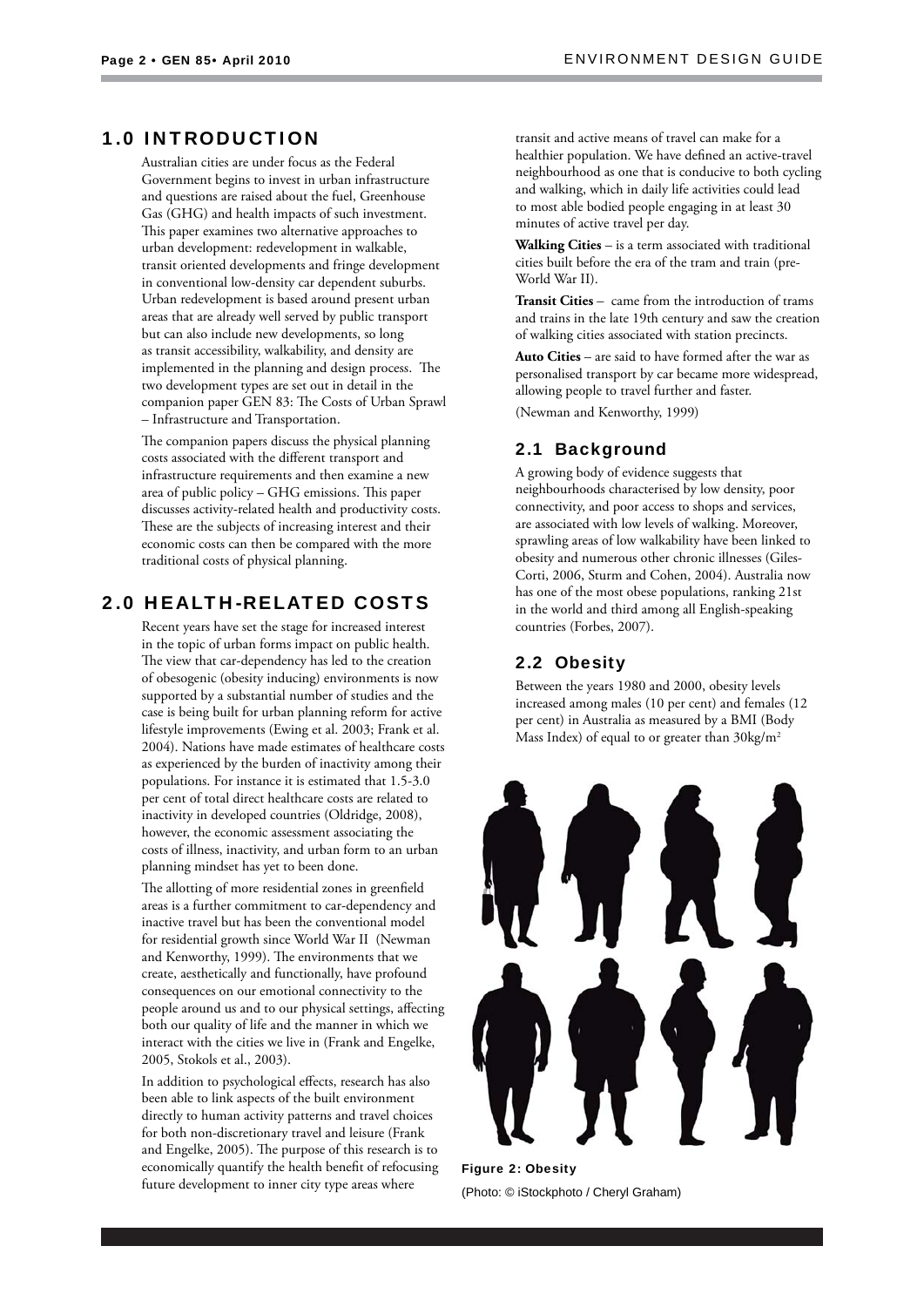## 1.0 INTRODUCTION

Australian cities are under focus as the Federal Government begins to invest in urban infrastructure and questions are raised about the fuel, Greenhouse Gas (GHG) and health impacts of such investment. This paper examines two alternative approaches to urban development: redevelopment in walkable, transit oriented developments and fringe development in conventional low-density car dependent suburbs. Urban redevelopment is based around present urban areas that are already well served by public transport but can also include new developments, so long as transit accessibility, walkability, and density are implemented in the planning and design process. The two development types are set out in detail in the companion paper GEN 83: The Costs of Urban Sprawl – Infrastructure and Transportation.

The companion papers discuss the physical planning costs associated with the different transport and infrastructure requirements and then examine a new area of public policy – GHG emissions. This paper discusses activity-related health and productivity costs. These are the subjects of increasing interest and their economic costs can then be compared with the more traditional costs of physical planning.

## 2.0 HEALTH-RELATED COSTS

Recent years have set the stage for increased interest in the topic of urban forms impact on public health. The view that car-dependency has led to the creation of obesogenic (obesity inducing) environments is now supported by a substantial number of studies and the case is being built for urban planning reform for active lifestyle improvements (Ewing et al. 2003; Frank et al. 2004). Nations have made estimates of healthcare costs as experienced by the burden of inactivity among their populations. For instance it is estimated that 1.5-3.0 per cent of total direct healthcare costs are related to inactivity in developed countries (Oldridge, 2008), however, the economic assessment associating the costs of illness, inactivity, and urban form to an urban planning mindset has yet to been done.

The allotting of more residential zones in greenfield areas is a further commitment to car-dependency and inactive travel but has been the conventional model for residential growth since World War II (Newman and Kenworthy, 1999). The environments that we create, aesthetically and functionally, have profound consequences on our emotional connectivity to the people around us and to our physical settings, affecting both our quality of life and the manner in which we interact with the cities we live in (Frank and Engelke, 2005, Stokols et al., 2003).

In addition to psychological effects, research has also been able to link aspects of the built environment directly to human activity patterns and travel choices for both non-discretionary travel and leisure (Frank and Engelke, 2005). The purpose of this research is to economically quantify the health benefit of refocusing future development to inner city type areas where transit and active means of travel can make for a healthier population. We have defined an active-travel neighbourhood as one that is conducive to both cycling and walking, which in daily life activities could lead to most able bodied people engaging in at least 30 minutes of active travel per day.

**Walking Cities** – is a term associated with traditional cities built before the era of the tram and train (pre-World War II).

**Transit Cities** – came from the introduction of trams and trains in the late 19th century and saw the creation of walking cities associated with station precincts.

**Auto Cities** – are said to have formed after the war as personalised transport by car became more widespread, allowing people to travel further and faster.

(Newman and Kenworthy, 1999)

### 2.1 Background

A growing body of evidence suggests that neighbourhoods characterised by low density, poor connectivity, and poor access to shops and services, are associated with low levels of walking. Moreover, sprawling areas of low walkability have been linked to obesity and numerous other chronic illnesses (Giles-Corti, 2006, Sturm and Cohen, 2004). Australia now has one of the most obese populations, ranking 21st in the world and third among all English-speaking countries (Forbes, 2007).

### 2.2 Obesity

Between the years 1980 and 2000, obesity levels increased among males (10 per cent) and females (12 per cent) in Australia as measured by a BMI (Body Mass Index) of equal to or greater than 30kg/m$^2$

**Figure 2: Obesity**

(Photo: © iStockphoto / Cheryl Graham)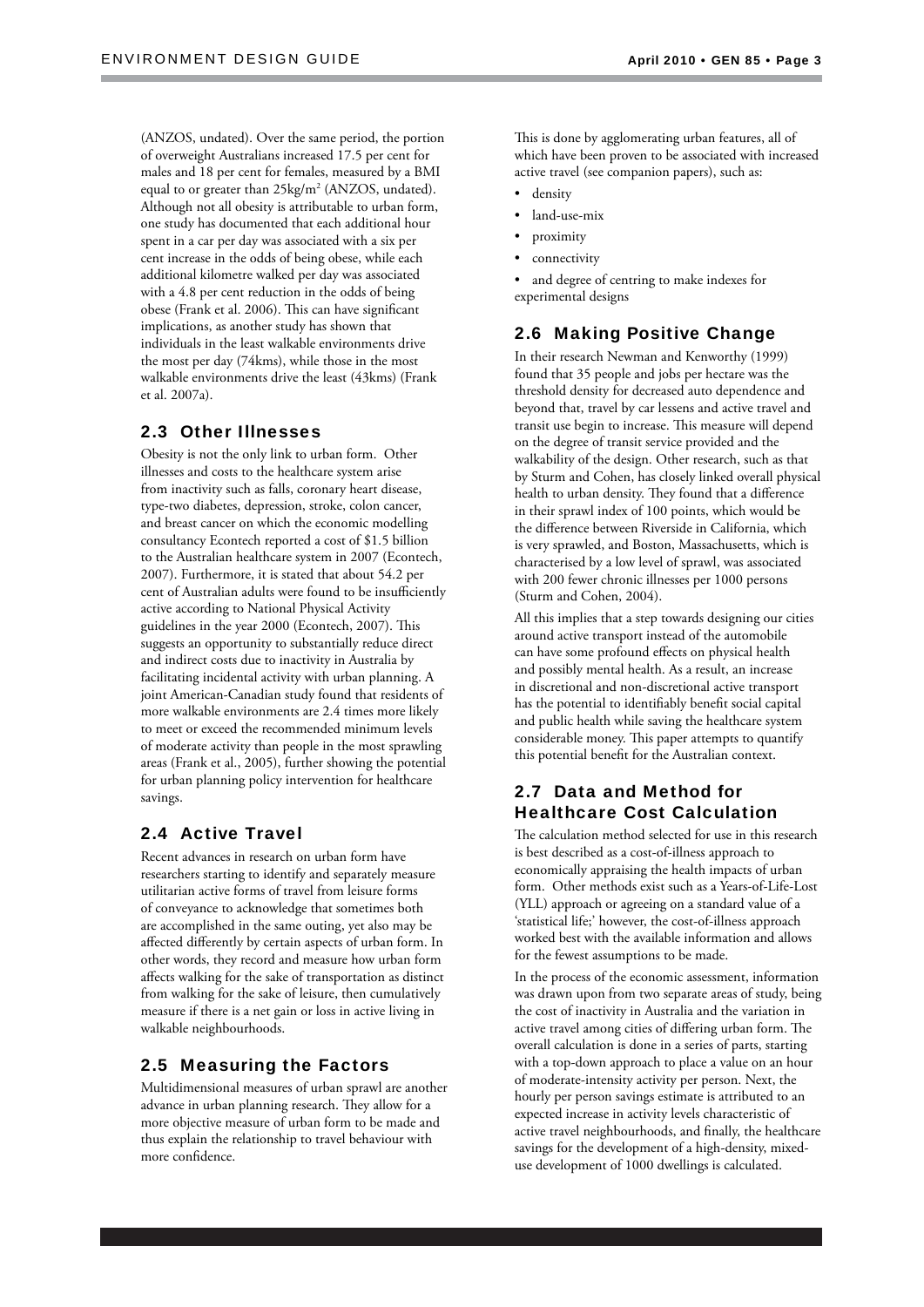(ANZOS, undated). Over the same period, the portion of overweight Australians increased 17.5 per cent for males and 18 per cent for females, measured by a BMI equal to or greater than 25kg/m$^2$ (ANZOS, undated). Although not all obesity is attributable to urban form, one study has documented that each additional hour spent in a car per day was associated with a six per cent increase in the odds of being obese, while each additional kilometre walked per day was associated with a 4.8 per cent reduction in the odds of being obese (Frank et al. 2006). This can have significant implications, as another study has shown that individuals in the least walkable environments drive the most per day (74kms), while those in the most walkable environments drive the least (43kms) (Frank et al. 2007a).

## 2.3 Other Illnesses

Obesity is not the only link to urban form. Other illnesses and costs to the healthcare system arise from inactivity such as falls, coronary heart disease, type-two diabetes, depression, stroke, colon cancer, and breast cancer on which the economic modelling consultancy Econtech reported a cost of $1.5 billion to the Australian healthcare system in 2007 (Econtech, 2007). Furthermore, it is stated that about 54.2 per cent of Australian adults were found to be insufficiently active according to National Physical Activity guidelines in the year 2000 (Econtech, 2007). This suggests an opportunity to substantially reduce direct and indirect costs due to inactivity in Australia by facilitating incidental activity with urban planning. A joint American-Canadian study found that residents of more walkable environments are 2.4 times more likely to meet or exceed the recommended minimum levels of moderate activity than people in the most sprawling areas (Frank et al., 2005), further showing the potential for urban planning policy intervention for healthcare savings.

## 2.4 Active Travel

Recent advances in research on urban form have researchers starting to identify and separately measure utilitarian active forms of travel from leisure forms of conveyance to acknowledge that sometimes both are accomplished in the same outing, yet also may be affected differently by certain aspects of urban form. In other words, they record and measure how urban form affects walking for the sake of transportation as distinct from walking for the sake of leisure, then cumulatively measure if there is a net gain or loss in active living in walkable neighbourhoods.

## 2.5 Measuring the Factors

Multidimensional measures of urban sprawl are another advance in urban planning research. They allow for a more objective measure of urban form to be made and thus explain the relationship to travel behaviour with more confidence.

This is done by agglomerating urban features, all of which have been proven to be associated with increased active travel (see companion papers), such as:

- density
- land-use-mix
- proximity
- connectivity
- and degree of centring to make indexes for experimental designs

## 2.6 Making Positive Change

In their research Newman and Kenworthy (1999) found that 35 people and jobs per hectare was the threshold density for decreased auto dependence and beyond that, travel by car lessens and active travel and transit use begin to increase. This measure will depend on the degree of transit service provided and the walkability of the design. Other research, such as that by Sturm and Cohen, has closely linked overall physical health to urban density. They found that a difference in their sprawl index of 100 points, which would be the difference between Riverside in California, which is very sprawled, and Boston, Massachusetts, which is characterised by a low level of sprawl, was associated with 200 fewer chronic illnesses per 1000 persons (Sturm and Cohen, 2004).

All this implies that a step towards designing our cities around active transport instead of the automobile can have some profound effects on physical health and possibly mental health. As a result, an increase in discretional and non-discretional active transport has the potential to identifiably benefit social capital and public health while saving the healthcare system considerable money. This paper attempts to quantify this potential benefit for the Australian context.

## 2.7 Data and Method for Healthcare Cost Calculation

The calculation method selected for use in this research is best described as a cost-of-illness approach to economically appraising the health impacts of urban form. Other methods exist such as a Years-of-Life-Lost (YLL) approach or agreeing on a standard value of a 'statistical life;' however, the cost-of-illness approach worked best with the available information and allows for the fewest assumptions to be made.

In the process of the economic assessment, information was drawn upon from two separate areas of study, being the cost of inactivity in Australia and the variation in active travel among cities of differing urban form. The overall calculation is done in a series of parts, starting with a top-down approach to place a value on an hour of moderate-intensity activity per person. Next, the hourly per person savings estimate is attributed to an expected increase in activity levels characteristic of active travel neighbourhoods, and finally, the healthcare savings for the development of a high-density, mixed-use development of 1000 dwellings is calculated.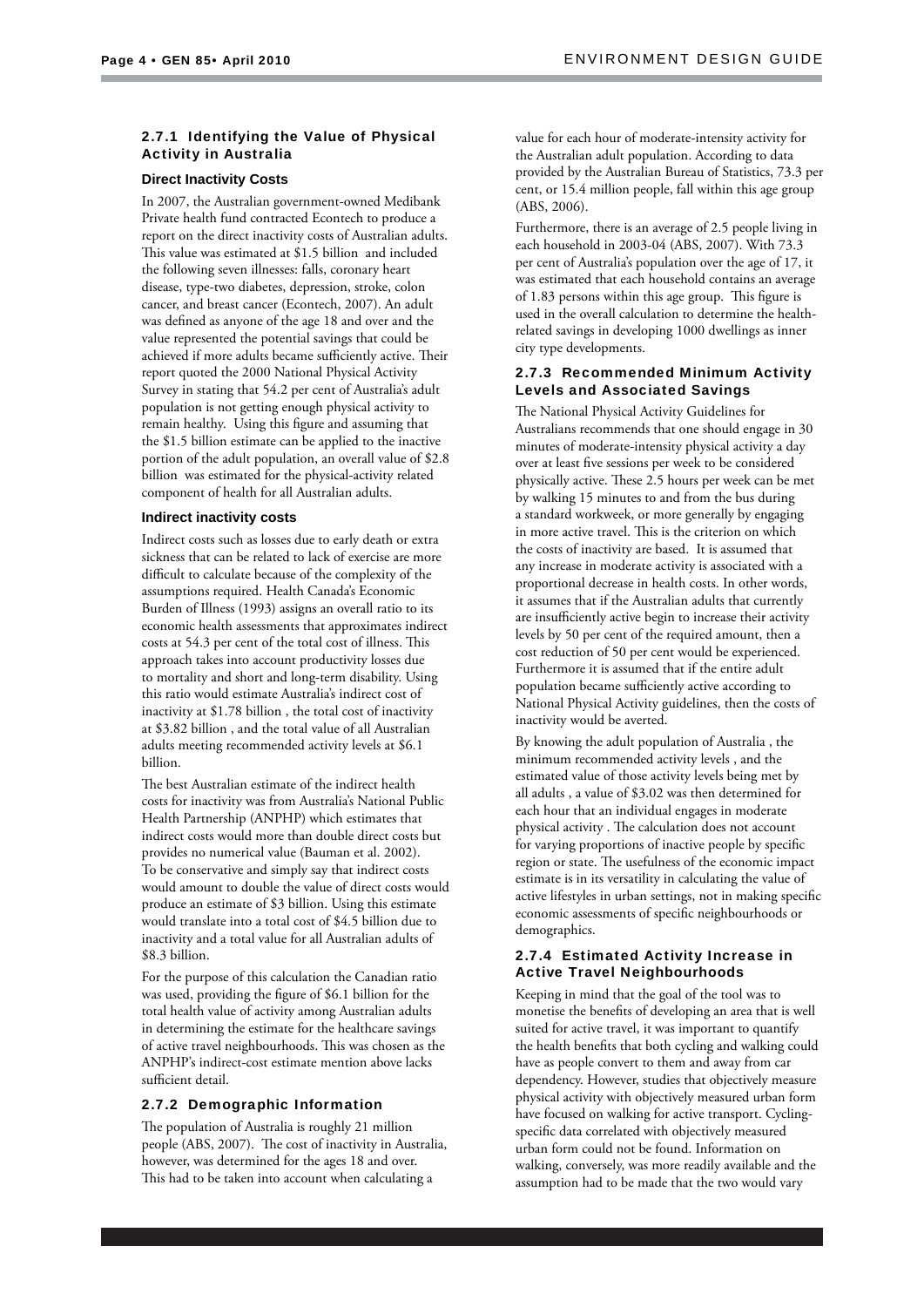#### 2.7.1 Identifying the Value of Physical Activity in Australia

**Direct Inactivity Costs**

In 2007, the Australian government-owned Medibank Private health fund contracted Econtech to produce a report on the direct inactivity costs of Australian adults. This value was estimated at $1.5 billion and included the following seven illnesses: falls, coronary heart disease, type-two diabetes, depression, stroke, colon cancer, and breast cancer (Econtech, 2007). An adult was defined as anyone of the age 18 and over and the value represented the potential savings that could be achieved if more adults became sufficiently active. Their report quoted the 2000 National Physical Activity Survey in stating that 54.2 per cent of Australia's adult population is not getting enough physical activity to remain healthy. Using this figure and assuming that the $1.5 billion estimate can be applied to the inactive portion of the adult population, an overall value of $2.8 billion was estimated for the physical-activity related component of health for all Australian adults.

**Indirect inactivity costs**

Indirect costs such as losses due to early death or extra sickness that can be related to lack of exercise are more difficult to calculate because of the complexity of the assumptions required. Health Canada's Economic Burden of Illness (1993) assigns an overall ratio to its economic health assessments that approximates indirect costs at 54.3 per cent of the total cost of illness. This approach takes into account productivity losses due to mortality and short and long-term disability. Using this ratio would estimate Australia's indirect cost of inactivity at $1.78 billion , the total cost of inactivity at $3.82 billion , and the total value of all Australian adults meeting recommended activity levels at $6.1 billion.

The best Australian estimate of the indirect health costs for inactivity was from Australia's National Public Health Partnership (ANPHP) which estimates that indirect costs would more than double direct costs but provides no numerical value (Bauman et al. 2002). To be conservative and simply say that indirect costs would amount to double the value of direct costs would produce an estimate of $3 billion. Using this estimate would translate into a total cost of $4.5 billion due to inactivity and a total value for all Australian adults of $8.3 billion.

For the purpose of this calculation the Canadian ratio was used, providing the figure of $6.1 billion for the total health value of activity among Australian adults in determining the estimate for the healthcare savings of active travel neighbourhoods. This was chosen as the ANPHP's indirect-cost estimate mention above lacks sufficient detail.

#### 2.7.2 Demographic Information

The population of Australia is roughly 21 million people (ABS, 2007). The cost of inactivity in Australia, however, was determined for the ages 18 and over. This had to be taken into account when calculating a value for each hour of moderate-intensity activity for the Australian adult population. According to data provided by the Australian Bureau of Statistics, 73.3 per cent, or 15.4 million people, fall within this age group (ABS, 2006).

Furthermore, there is an average of 2.5 people living in each household in 2003-04 (ABS, 2007). With 73.3 per cent of Australia's population over the age of 17, it was estimated that each household contains an average of 1.83 persons within this age group. This figure is used in the overall calculation to determine the health-related savings in developing 1000 dwellings as inner city type developments.

#### 2.7.3 Recommended Minimum Activity Levels and Associated Savings

The National Physical Activity Guidelines for Australians recommends that one should engage in 30 minutes of moderate-intensity physical activity a day over at least five sessions per week to be considered physically active. These 2.5 hours per week can be met by walking 15 minutes to and from the bus during a standard workweek, or more generally by engaging in more active travel. This is the criterion on which the costs of inactivity are based. It is assumed that any increase in moderate activity is associated with a proportional decrease in health costs. In other words, it assumes that if the Australian adults that currently are insufficiently active begin to increase their activity levels by 50 per cent of the required amount, then a cost reduction of 50 per cent would be experienced. Furthermore it is assumed that if the entire adult population became sufficiently active according to National Physical Activity guidelines, then the costs of inactivity would be averted.

By knowing the adult population of Australia , the minimum recommended activity levels , and the estimated value of those activity levels being met by all adults , a value of $3.02 was then determined for each hour that an individual engages in moderate physical activity . The calculation does not account for varying proportions of inactive people by specific region or state. The usefulness of the economic impact estimate is in its versatility in calculating the value of active lifestyles in urban settings, not in making specific economic assessments of specific neighbourhoods or demographics.

#### 2.7.4 Estimated Activity Increase in Active Travel Neighbourhoods

Keeping in mind that the goal of the tool was to monetise the benefits of developing an area that is well suited for active travel, it was important to quantify the health benefits that both cycling and walking could have as people convert to them and away from car dependency. However, studies that objectively measure physical activity with objectively measured urban form have focused on walking for active transport. Cycling-specific data correlated with objectively measured urban form could not be found. Information on walking, conversely, was more readily available and the assumption had to be made that the two would vary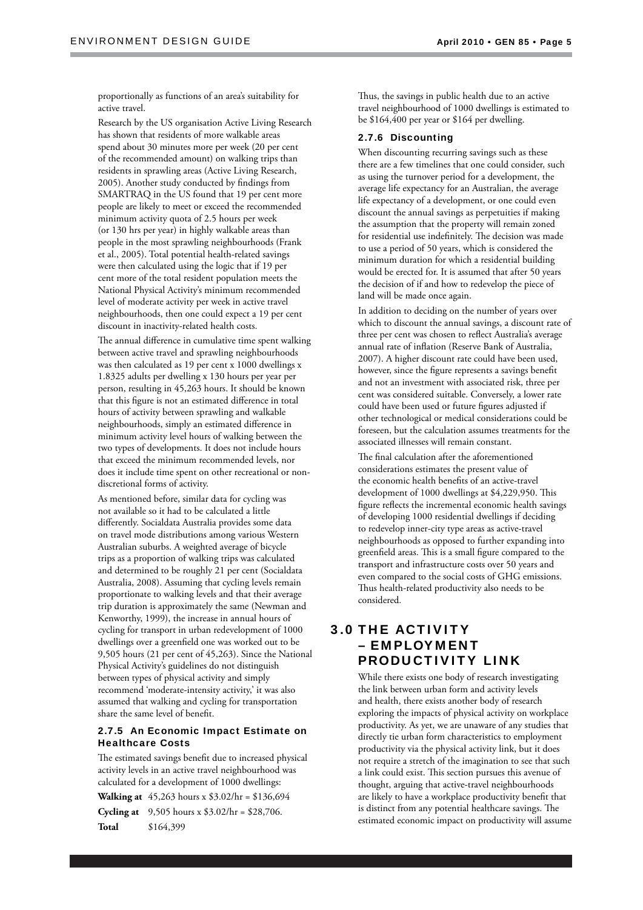proportionally as functions of an area's suitability for active travel.

Research by the US organisation Active Living Research has shown that residents of more walkable areas spend about 30 minutes more per week (20 per cent of the recommended amount) on walking trips than residents in sprawling areas (Active Living Research, 2005). Another study conducted by findings from SMARTRAQ in the US found that 19 per cent more people are likely to meet or exceed the recommended minimum activity quota of 2.5 hours per week (or 130 hrs per year) in highly walkable areas than people in the most sprawling neighbourhoods (Frank et al., 2005). Total potential health-related savings were then calculated using the logic that if 19 per cent more of the total resident population meets the National Physical Activity's minimum recommended level of moderate activity per week in active travel neighbourhoods, then one could expect a 19 per cent discount in inactivity-related health costs.

The annual difference in cumulative time spent walking between active travel and sprawling neighbourhoods was then calculated as 19 per cent x 1000 dwellings x 1.8325 adults per dwelling x 130 hours per year per person, resulting in 45,263 hours. It should be known that this figure is not an estimated difference in total hours of activity between sprawling and walkable neighbourhoods, simply an estimated difference in minimum activity level hours of walking between the two types of developments. It does not include hours that exceed the minimum recommended levels, nor does it include time spent on other recreational or non-discretional forms of activity.

As mentioned before, similar data for cycling was not available so it had to be calculated a little differently. Socialdata Australia provides some data on travel mode distributions among various Western Australian suburbs. A weighted average of bicycle trips as a proportion of walking trips was calculated and determined to be roughly 21 per cent (Socialdata Australia, 2008). Assuming that cycling levels remain proportionate to walking levels and that their average trip duration is approximately the same (Newman and Kenworthy, 1999), the increase in annual hours of cycling for transport in urban redevelopment of 1000 dwellings over a greenfield one was worked out to be 9,505 hours (21 per cent of 45,263). Since the National Physical Activity's guidelines do not distinguish between types of physical activity and simply recommend 'moderate-intensity activity,' it was also assumed that walking and cycling for transportation share the same level of benefit.

### 2.7.5 An Economic Impact Estimate on Healthcare Costs

The estimated savings benefit due to increased physical activity levels in an active travel neighbourhood was calculated for a development of 1000 dwellings:

| | |
|---|---|
| **Walking at** | 45,263 hours x $3.02/hr = $136,694 |
| **Cycling at** | 9,505 hours x $3.02/hr = $28,706. |
| **Total** | $164,399 |

Thus, the savings in public health due to an active travel neighbourhood of 1000 dwellings is estimated to be $164,400 per year or $164 per dwelling.

### 2.7.6 Discounting

When discounting recurring savings such as these there are a few timelines that one could consider, such as using the turnover period for a development, the average life expectancy for an Australian, the average life expectancy of a development, or one could even discount the annual savings as perpetuities if making the assumption that the property will remain zoned for residential use indefinitely. The decision was made to use a period of 50 years, which is considered the minimum duration for which a residential building would be erected for. It is assumed that after 50 years the decision of if and how to redevelop the piece of land will be made once again.

In addition to deciding on the number of years over which to discount the annual savings, a discount rate of three per cent was chosen to reflect Australia's average annual rate of inflation (Reserve Bank of Australia, 2007). A higher discount rate could have been used, however, since the figure represents a savings benefit and not an investment with associated risk, three per cent was considered suitable. Conversely, a lower rate could have been used or future figures adjusted if other technological or medical considerations could be foreseen, but the calculation assumes treatments for the associated illnesses will remain constant.

The final calculation after the aforementioned considerations estimates the present value of the economic health benefits of an active-travel development of 1000 dwellings at $4,229,950. This figure reflects the incremental economic health savings of developing 1000 residential dwellings if deciding to redevelop inner-city type areas as active-travel neighbourhoods as opposed to further expanding into greenfield areas. This is a small figure compared to the transport and infrastructure costs over 50 years and even compared to the social costs of GHG emissions. Thus health-related productivity also needs to be considered.

## 3.0 THE ACTIVITY – EMPLOYMENT PRODUCTIVITY LINK

While there exists one body of research investigating the link between urban form and activity levels and health, there exists another body of research exploring the impacts of physical activity on workplace productivity. As yet, we are unaware of any studies that directly tie urban form characteristics to employment productivity via the physical activity link, but it does not require a stretch of the imagination to see that such a link could exist. This section pursues this avenue of thought, arguing that active-travel neighbourhoods are likely to have a workplace productivity benefit that is distinct from any potential healthcare savings. The estimated economic impact on productivity will assume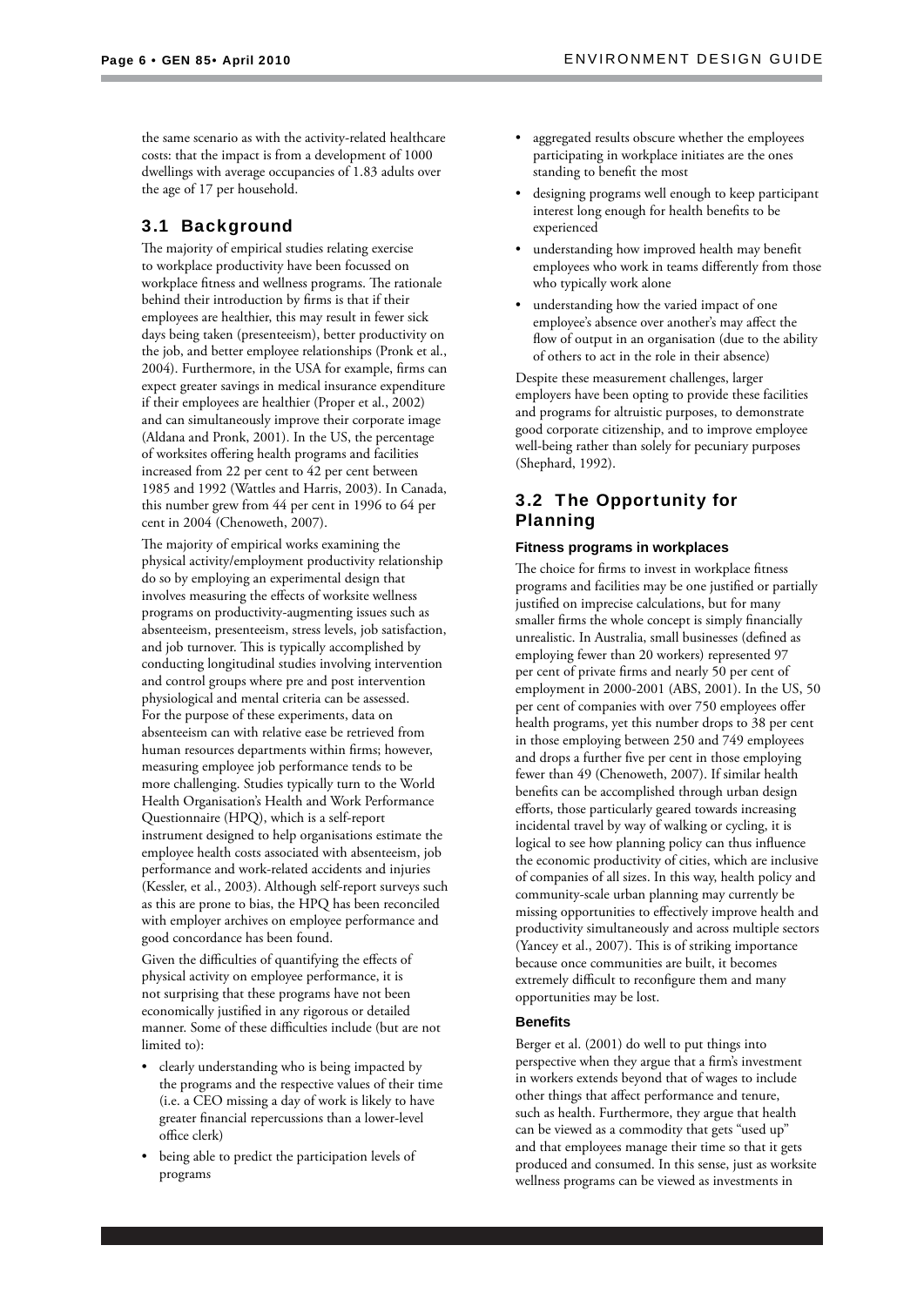the same scenario as with the activity-related healthcare costs: that the impact is from a development of 1000 dwellings with average occupancies of 1.83 adults over the age of 17 per household.

## 3.1 Background

The majority of empirical studies relating exercise to workplace productivity have been focussed on workplace fitness and wellness programs. The rationale behind their introduction by firms is that if their employees are healthier, this may result in fewer sick days being taken (presenteeism), better productivity on the job, and better employee relationships (Pronk et al., 2004). Furthermore, in the USA for example, firms can expect greater savings in medical insurance expenditure if their employees are healthier (Proper et al., 2002) and can simultaneously improve their corporate image (Aldana and Pronk, 2001). In the US, the percentage of worksites offering health programs and facilities increased from 22 per cent to 42 per cent between 1985 and 1992 (Wattles and Harris, 2003). In Canada, this number grew from 44 per cent in 1996 to 64 per cent in 2004 (Chenoweth, 2007).

The majority of empirical works examining the physical activity/employment productivity relationship do so by employing an experimental design that involves measuring the effects of worksite wellness programs on productivity-augmenting issues such as absenteeism, presenteeism, stress levels, job satisfaction, and job turnover. This is typically accomplished by conducting longitudinal studies involving intervention and control groups where pre and post intervention physiological and mental criteria can be assessed. For the purpose of these experiments, data on absenteeism can with relative ease be retrieved from human resources departments within firms; however, measuring employee job performance tends to be more challenging. Studies typically turn to the World Health Organisation's Health and Work Performance Questionnaire (HPQ), which is a self-report instrument designed to help organisations estimate the employee health costs associated with absenteeism, job performance and work-related accidents and injuries (Kessler, et al., 2003). Although self-report surveys such as this are prone to bias, the HPQ has been reconciled with employer archives on employee performance and good concordance has been found.

Given the difficulties of quantifying the effects of physical activity on employee performance, it is not surprising that these programs have not been economically justified in any rigorous or detailed manner. Some of these difficulties include (but are not limited to):

- clearly understanding who is being impacted by the programs and the respective values of their time (i.e. a CEO missing a day of work is likely to have greater financial repercussions than a lower-level office clerk)
- being able to predict the participation levels of programs
- aggregated results obscure whether the employees participating in workplace initiates are the ones standing to benefit the most
- designing programs well enough to keep participant interest long enough for health benefits to be experienced
- understanding how improved health may benefit employees who work in teams differently from those who typically work alone
- understanding how the varied impact of one employee's absence over another's may affect the flow of output in an organisation (due to the ability of others to act in the role in their absence)

Despite these measurement challenges, larger employers have been opting to provide these facilities and programs for altruistic purposes, to demonstrate good corporate citizenship, and to improve employee well-being rather than solely for pecuniary purposes (Shephard, 1992).

## 3.2 The Opportunity for Planning

### Fitness programs in workplaces

The choice for firms to invest in workplace fitness programs and facilities may be one justified or partially justified on imprecise calculations, but for many smaller firms the whole concept is simply financially unrealistic. In Australia, small businesses (defined as employing fewer than 20 workers) represented 97 per cent of private firms and nearly 50 per cent of employment in 2000-2001 (ABS, 2001). In the US, 50 per cent of companies with over 750 employees offer health programs, yet this number drops to 38 per cent in those employing between 250 and 749 employees and drops a further five per cent in those employing fewer than 49 (Chenoweth, 2007). If similar health benefits can be accomplished through urban design efforts, those particularly geared towards increasing incidental travel by way of walking or cycling, it is logical to see how planning policy can thus influence the economic productivity of cities, which are inclusive of companies of all sizes. In this way, health policy and community-scale urban planning may currently be missing opportunities to effectively improve health and productivity simultaneously and across multiple sectors (Yancey et al., 2007). This is of striking importance because once communities are built, it becomes extremely difficult to reconfigure them and many opportunities may be lost.

### Benefits

Berger et al. (2001) do well to put things into perspective when they argue that a firm's investment in workers extends beyond that of wages to include other things that affect performance and tenure, such as health. Furthermore, they argue that health can be viewed as a commodity that gets "used up" and that employees manage their time so that it gets produced and consumed. In this sense, just as worksite wellness programs can be viewed as investments in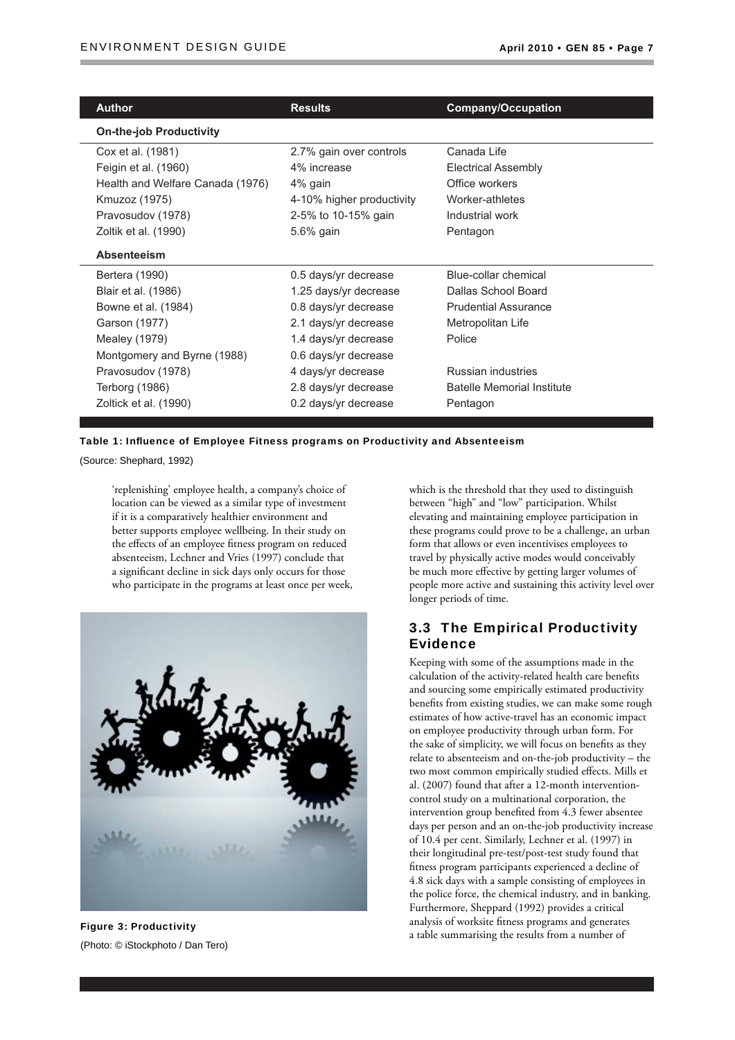| Author | Results | Company/Occupation |
|---|---|---|
| **On-the-job Productivity** | | |
| Cox et al. (1981) | 2.7% gain over controls | Canada Life |
| Feigin et al. (1960) | 4% increase | Electrical Assembly |
| Health and Welfare Canada (1976) | 4% gain | Office workers |
| Kmuzoz (1975) | 4-10% higher productivity | Worker-athletes |
| Pravosudov (1978) | 2-5% to 10-15% gain | Industrial work |
| Zoltik et al. (1990) | 5.6% gain | Pentagon |
| **Absenteeism** | | |
| Bertera (1990) | 0.5 days/yr decrease | Blue-collar chemical |
| Blair et al. (1986) | 1.25 days/yr decrease | Dallas School Board |
| Bowne et al. (1984) | 0.8 days/yr decrease | Prudential Assurance |
| Garson (1977) | 2.1 days/yr decrease | Metropolitan Life |
| Mealey (1979) | 1.4 days/yr decrease | Police |
| Montgomery and Byrne (1988) | 0.6 days/yr decrease | |
| Pravosudov (1978) | 4 days/yr decrease | Russian industries |
| Terborg (1986) | 2.8 days/yr decrease | Batelle Memorial Institute |
| Zoltick et al. (1990) | 0.2 days/yr decrease | Pentagon |

**Table 1: Influence of Employee Fitness programs on Productivity and Absenteeism**

(Source: Shephard, 1992)

'replenishing' employee health, a company's choice of location can be viewed as a similar type of investment if it is a comparatively healthier environment and better supports employee wellbeing. In their study on the effects of an employee fitness program on reduced absenteeism, Lechner and Vries (1997) conclude that a significant decline in sick days only occurs for those who participate in the programs at least once per week, which is the threshold that they used to distinguish between "high" and "low" participation. Whilst elevating and maintaining employee participation in these programs could prove to be a challenge, an urban form that allows or even incentivises employees to travel by physically active modes would conceivably be much more effective by getting larger volumes of people more active and sustaining this activity level over longer periods of time.

**Figure 3: Productivity**

(Photo: © iStockphoto / Dan Tero)

## 3.3 The Empirical Productivity Evidence

Keeping with some of the assumptions made in the calculation of the activity-related health care benefits and sourcing some empirically estimated productivity benefits from existing studies, we can make some rough estimates of how active-travel has an economic impact on employee productivity through urban form. For the sake of simplicity, we will focus on benefits as they relate to absenteeism and on-the-job productivity – the two most common empirically studied effects. Mills et al. (2007) found that after a 12-month intervention-control study on a multinational corporation, the intervention group benefited from 4.3 fewer absentee days per person and an on-the-job productivity increase of 10.4 per cent. Similarly, Lechner et al. (1997) in their longitudinal pre-test/post-test study found that fitness program participants experienced a decline of 4.8 sick days with a sample consisting of employees in the police force, the chemical industry, and in banking. Furthermore, Sheppard (1992) provides a critical analysis of worksite fitness programs and generates a table summarising the results from a number of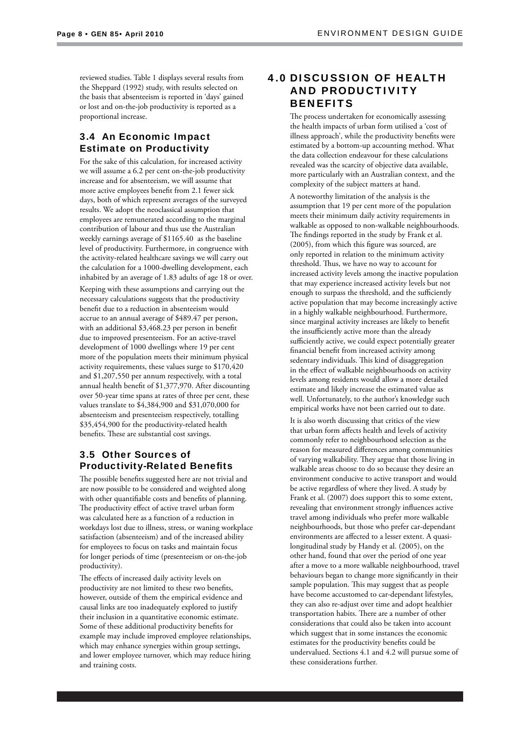reviewed studies. Table 1 displays several results from the Sheppard (1992) study, with results selected on the basis that absenteeism is reported in 'days' gained or lost and on-the-job productivity is reported as a proportional increase.

### 3.4 An Economic Impact Estimate on Productivity

For the sake of this calculation, for increased activity we will assume a 6.2 per cent on-the-job productivity increase and for absenteeism, we will assume that more active employees benefit from 2.1 fewer sick days, both of which represent averages of the surveyed results. We adopt the neoclassical assumption that employees are remunerated according to the marginal contribution of labour and thus use the Australian weekly earnings average of $1165.40 as the baseline level of productivity. Furthermore, in congruence with the activity-related healthcare savings we will carry out the calculation for a 1000-dwelling development, each inhabited by an average of 1.83 adults of age 18 or over.

Keeping with these assumptions and carrying out the necessary calculations suggests that the productivity benefit due to a reduction in absenteeism would accrue to an annual average of $489.47 per person, with an additional $3,468.23 per person in benefit due to improved presenteeism. For an active-travel development of 1000 dwellings where 19 per cent more of the population meets their minimum physical activity requirements, these values surge to $170,420 and $1,207,550 per annum respectively, with a total annual health benefit of $1,377,970. After discounting over 50-year time spans at rates of three per cent, these values translate to $4,384,900 and $31,070,000 for absenteeism and presenteeism respectively, totalling $35,454,900 for the productivity-related health benefits. These are substantial cost savings.

### 3.5 Other Sources of Productivity-Related Benefits

The possible benefits suggested here are not trivial and are now possible to be considered and weighted along with other quantifiable costs and benefits of planning. The productivity effect of active travel urban form was calculated here as a function of a reduction in workdays lost due to illness, stress, or waning workplace satisfaction (absenteeism) and of the increased ability for employees to focus on tasks and maintain focus for longer periods of time (presenteeism or on-the-job productivity).

The effects of increased daily activity levels on productivity are not limited to these two benefits, however, outside of them the empirical evidence and causal links are too inadequately explored to justify their inclusion in a quantitative economic estimate. Some of these additional productivity benefits for example may include improved employee relationships, which may enhance synergies within group settings, and lower employee turnover, which may reduce hiring and training costs.

## 4.0 DISCUSSION OF HEALTH AND PRODUCTIVITY BENEFITS

The process undertaken for economically assessing the health impacts of urban form utilised a 'cost of illness approach', while the productivity benefits were estimated by a bottom-up accounting method. What the data collection endeavour for these calculations revealed was the scarcity of objective data available, more particularly with an Australian context, and the complexity of the subject matters at hand.

A noteworthy limitation of the analysis is the assumption that 19 per cent more of the population meets their minimum daily activity requirements in walkable as opposed to non-walkable neighbourhoods. The findings reported in the study by Frank et al. (2005), from which this figure was sourced, are only reported in relation to the minimum activity threshold. Thus, we have no way to account for increased activity levels among the inactive population that may experience increased activity levels but not enough to surpass the threshold, and the sufficiently active population that may become increasingly active in a highly walkable neighbourhood. Furthermore, since marginal activity increases are likely to benefit the insufficiently active more than the already sufficiently active, we could expect potentially greater financial benefit from increased activity among sedentary individuals. This kind of disaggregation in the effect of walkable neighbourhoods on activity levels among residents would allow a more detailed estimate and likely increase the estimated value as well. Unfortunately, to the author's knowledge such empirical works have not been carried out to date.

It is also worth discussing that critics of the view that urban form affects health and levels of activity commonly refer to neighbourhood selection as the reason for measured differences among communities of varying walkability. They argue that those living in walkable areas choose to do so because they desire an environment conducive to active transport and would be active regardless of where they lived. A study by Frank et al. (2007) does support this to some extent, revealing that environment strongly influences active travel among individuals who prefer more walkable neighbourhoods, but those who prefer car-dependant environments are affected to a lesser extent. A quasi-longitudinal study by Handy et al. (2005), on the other hand, found that over the period of one year after a move to a more walkable neighbourhood, travel behaviours began to change more significantly in their sample population. This may suggest that as people have become accustomed to car-dependant lifestyles, they can also re-adjust over time and adopt healthier transportation habits. There are a number of other considerations that could also be taken into account which suggest that in some instances the economic estimates for the productivity benefits could be undervalued. Sections 4.1 and 4.2 will pursue some of these considerations further.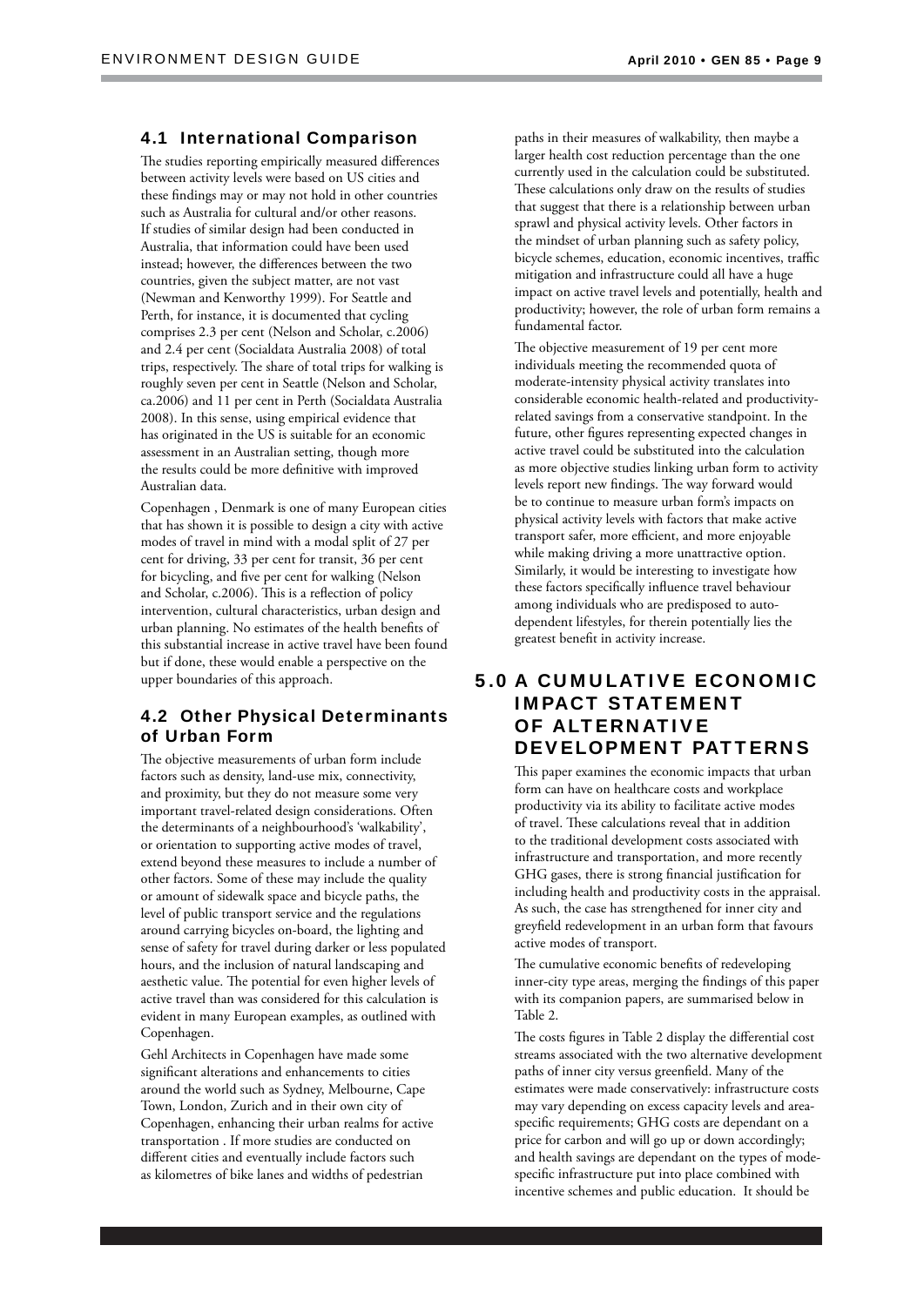### 4.1 International Comparison

The studies reporting empirically measured differences between activity levels were based on US cities and these findings may or may not hold in other countries such as Australia for cultural and/or other reasons. If studies of similar design had been conducted in Australia, that information could have been used instead; however, the differences between the two countries, given the subject matter, are not vast (Newman and Kenworthy 1999). For Seattle and Perth, for instance, it is documented that cycling comprises 2.3 per cent (Nelson and Scholar, c.2006) and 2.4 per cent (Socialdata Australia 2008) of total trips, respectively. The share of total trips for walking is roughly seven per cent in Seattle (Nelson and Scholar, ca.2006) and 11 per cent in Perth (Socialdata Australia 2008). In this sense, using empirical evidence that has originated in the US is suitable for an economic assessment in an Australian setting, though more the results could be more definitive with improved Australian data.

Copenhagen , Denmark is one of many European cities that has shown it is possible to design a city with active modes of travel in mind with a modal split of 27 per cent for driving, 33 per cent for transit, 36 per cent for bicycling, and five per cent for walking (Nelson and Scholar, c.2006). This is a reflection of policy intervention, cultural characteristics, urban design and urban planning. No estimates of the health benefits of this substantial increase in active travel have been found but if done, these would enable a perspective on the upper boundaries of this approach.

### 4.2 Other Physical Determinants of Urban Form

The objective measurements of urban form include factors such as density, land-use mix, connectivity, and proximity, but they do not measure some very important travel-related design considerations. Often the determinants of a neighbourhood's 'walkability', or orientation to supporting active modes of travel, extend beyond these measures to include a number of other factors. Some of these may include the quality or amount of sidewalk space and bicycle paths, the level of public transport service and the regulations around carrying bicycles on-board, the lighting and sense of safety for travel during darker or less populated hours, and the inclusion of natural landscaping and aesthetic value. The potential for even higher levels of active travel than was considered for this calculation is evident in many European examples, as outlined with Copenhagen.

Gehl Architects in Copenhagen have made some significant alterations and enhancements to cities around the world such as Sydney, Melbourne, Cape Town, London, Zurich and in their own city of Copenhagen, enhancing their urban realms for active transportation . If more studies are conducted on different cities and eventually include factors such as kilometres of bike lanes and widths of pedestrian paths in their measures of walkability, then maybe a larger health cost reduction percentage than the one currently used in the calculation could be substituted. These calculations only draw on the results of studies that suggest that there is a relationship between urban sprawl and physical activity levels. Other factors in the mindset of urban planning such as safety policy, bicycle schemes, education, economic incentives, traffic mitigation and infrastructure could all have a huge impact on active travel levels and potentially, health and productivity; however, the role of urban form remains a fundamental factor.

The objective measurement of 19 per cent more individuals meeting the recommended quota of moderate-intensity physical activity translates into considerable economic health-related and productivity-related savings from a conservative standpoint. In the future, other figures representing expected changes in active travel could be substituted into the calculation as more objective studies linking urban form to activity levels report new findings. The way forward would be to continue to measure urban form's impacts on physical activity levels with factors that make active transport safer, more efficient, and more enjoyable while making driving a more unattractive option. Similarly, it would be interesting to investigate how these factors specifically influence travel behaviour among individuals who are predisposed to auto-dependent lifestyles, for therein potentially lies the greatest benefit in activity increase.

## 5.0 A CUMULATIVE ECONOMIC IMPACT STATEMENT OF ALTERNATIVE DEVELOPMENT PATTERNS

This paper examines the economic impacts that urban form can have on healthcare costs and workplace productivity via its ability to facilitate active modes of travel. These calculations reveal that in addition to the traditional development costs associated with infrastructure and transportation, and more recently GHG gases, there is strong financial justification for including health and productivity costs in the appraisal. As such, the case has strengthened for inner city and greyfield redevelopment in an urban form that favours active modes of transport.

The cumulative economic benefits of redeveloping inner-city type areas, merging the findings of this paper with its companion papers, are summarised below in Table 2.

The costs figures in Table 2 display the differential cost streams associated with the two alternative development paths of inner city versus greenfield. Many of the estimates were made conservatively: infrastructure costs may vary depending on excess capacity levels and area-specific requirements; GHG costs are dependant on a price for carbon and will go up or down accordingly; and health savings are dependant on the types of mode-specific infrastructure put into place combined with incentive schemes and public education. It should be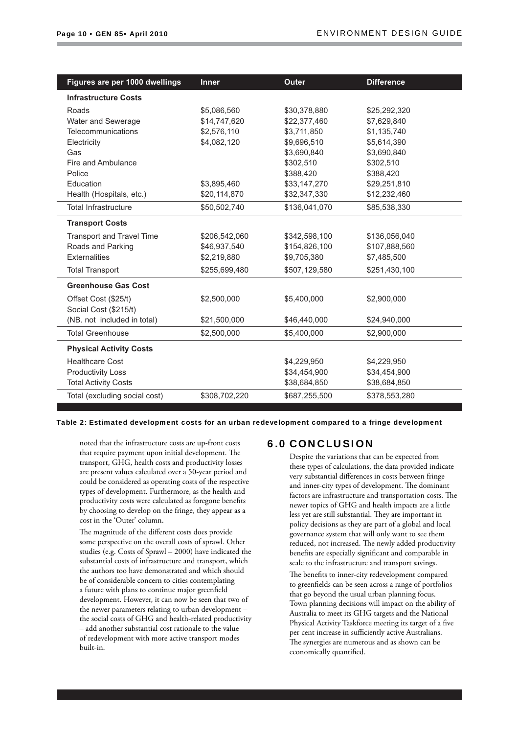| Figures are per 1000 dwellings | Inner | Outer | Difference |
|---|---|---|---|
| **Infrastructure Costs** | | | |
| Roads | $5,086,560 | $30,378,880 | $25,292,320 |
| Water and Sewerage | $14,747,620 | $22,377,460 | $7,629,840 |
| Telecommunications | $2,576,110 | $3,711,850 | $1,135,740 |
| Electricity | $4,082,120 | $9,696,510 | $5,614,390 |
| Gas | | $3,690,840 | $3,690,840 |
| Fire and Ambulance | | $302,510 | $302,510 |
| Police | | $388,420 | $388,420 |
| Education | $3,895,460 | $33,147,270 | $29,251,810 |
| Health (Hospitals, etc.) | $20,114,870 | $32,347,330 | $12,232,460 |
| Total Infrastructure | $50,502,740 | $136,041,070 | $85,538,330 |
| **Transport Costs** | | | |
| Transport and Travel Time | $206,542,060 | $342,598,100 | $136,056,040 |
| Roads and Parking | $46,937,540 | $154,826,100 | $107,888,560 |
| Externalities | $2,219,880 | $9,705,380 | $7,485,500 |
| Total Transport | $255,699,480 | $507,129,580 | $251,430,100 |
| **Greenhouse Gas Cost** | | | |
| Offset Cost ($25/t) | $2,500,000 | $5,400,000 | $2,900,000 |
| Social Cost ($215/t) (NB. not included in total) | $21,500,000 | $46,440,000 | $24,940,000 |
| Total Greenhouse | $2,500,000 | $5,400,000 | $2,900,000 |
| **Physical Activity Costs** | | | |
| Healthcare Cost | | $4,229,950 | $4,229,950 |
| Productivity Loss | | $34,454,900 | $34,454,900 |
| Total Activity Costs | | $38,684,850 | $38,684,850 |
| Total (excluding social cost) | $308,702,220 | $687,255,500 | $378,553,280 |

**Table 2: Estimated development costs for an urban redevelopment compared to a fringe development**

noted that the infrastructure costs are up-front costs that require payment upon initial development. The transport, GHG, health costs and productivity losses are present values calculated over a 50-year period and could be considered as operating costs of the respective types of development. Furthermore, as the health and productivity costs were calculated as foregone benefits by choosing to develop on the fringe, they appear as a cost in the 'Outer' column.

The magnitude of the different costs does provide some perspective on the overall costs of sprawl. Other studies (e.g. Costs of Sprawl – 2000) have indicated the substantial costs of infrastructure and transport, which the authors too have demonstrated and which should be of considerable concern to cities contemplating a future with plans to continue major greenfield development. However, it can now be seen that two of the newer parameters relating to urban development – the social costs of GHG and health-related productivity – add another substantial cost rationale to the value of redevelopment with more active transport modes built-in.

## 6.0 CONCLUSION

Despite the variations that can be expected from these types of calculations, the data provided indicate very substantial differences in costs between fringe and inner-city types of development. The dominant factors are infrastructure and transportation costs. The newer topics of GHG and health impacts are a little less yet are still substantial. They are important in policy decisions as they are part of a global and local governance system that will only want to see them reduced, not increased. The newly added productivity benefits are especially significant and comparable in scale to the infrastructure and transport savings.

The benefits to inner-city redevelopment compared to greenfields can be seen across a range of portfolios that go beyond the usual urban planning focus. Town planning decisions will impact on the ability of Australia to meet its GHG targets and the National Physical Activity Taskforce meeting its target of a five per cent increase in sufficiently active Australians. The synergies are numerous and as shown can be economically quantified.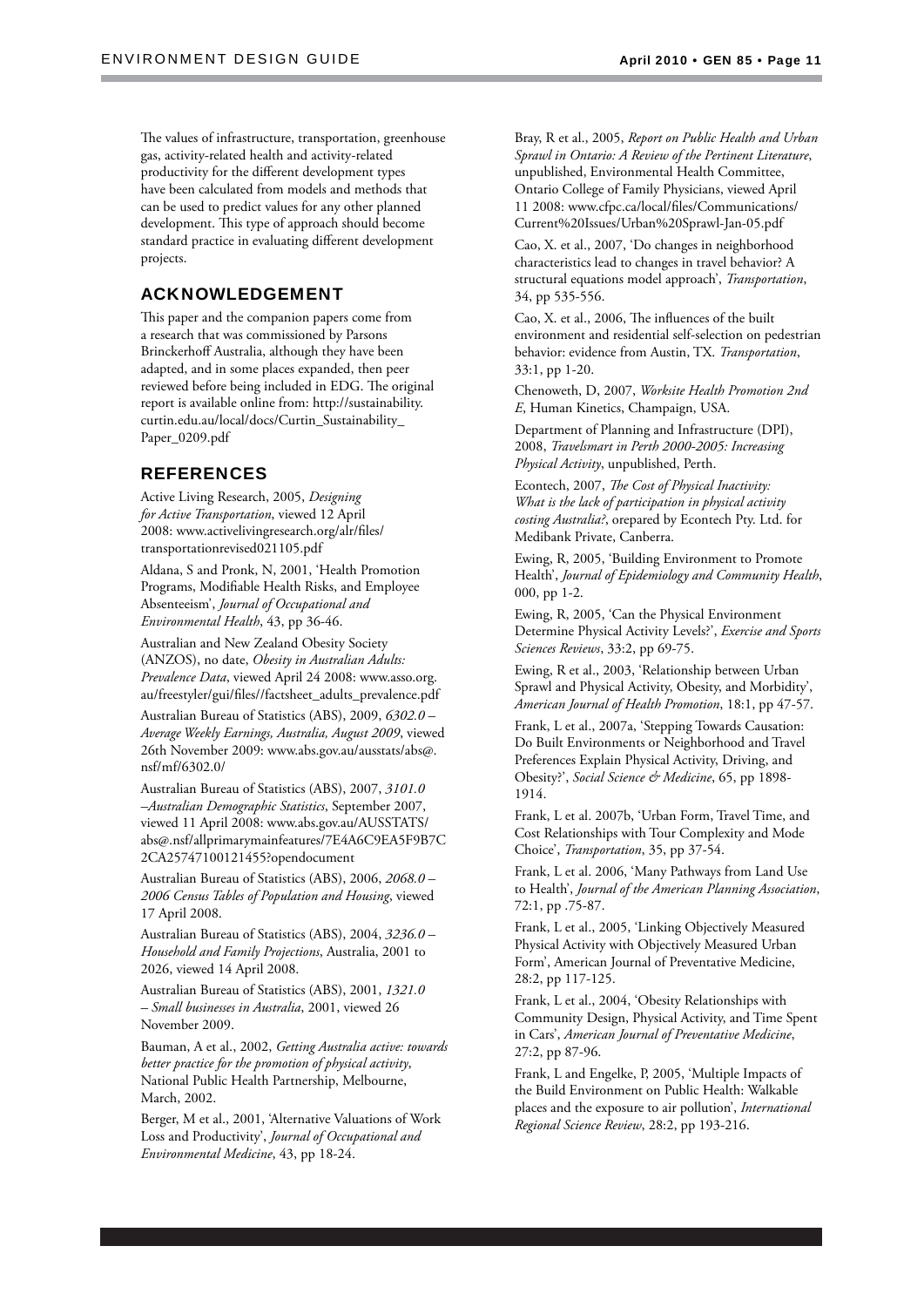The values of infrastructure, transportation, greenhouse gas, activity-related health and activity-related productivity for the different development types have been calculated from models and methods that can be used to predict values for any other planned development. This type of approach should become standard practice in evaluating different development projects.

## ACKNOWLEDGEMENT

This paper and the companion papers come from a research that was commissioned by Parsons Brinckerhoff Australia, although they have been adapted, and in some places expanded, then peer reviewed before being included in EDG. The original report is available online from: http://sustainability.curtin.edu.au/local/docs/Curtin_Sustainability_Paper_0209.pdf

## REFERENCES

Active Living Research, 2005, *Designing for Active Transportation*, viewed 12 April 2008: www.activelivingresearch.org/alr/files/transportationrevised021105.pdf

Aldana, S and Pronk, N, 2001, 'Health Promotion Programs, Modifiable Health Risks, and Employee Absenteeism', *Journal of Occupational and Environmental Health*, 43, pp 36-46.

Australian and New Zealand Obesity Society (ANZOS), no date, *Obesity in Australian Adults: Prevalence Data*, viewed April 24 2008: www.asso.org.au/freestyler/gui/files//factsheet_adults_prevalence.pdf

Australian Bureau of Statistics (ABS), 2009, *6302.0 – Average Weekly Earnings, Australia, August 2009*, viewed 26th November 2009: www.abs.gov.au/ausstats/abs@.nsf/mf/6302.0/

Australian Bureau of Statistics (ABS), 2007, *3101.0 –Australian Demographic Statistics*, September 2007, viewed 11 April 2008: www.abs.gov.au/AUSSTATS/abs@.nsf/allprimarymainfeatures/7E4A6C9EA5F9B7C2CA25747100121455?opendocument

Australian Bureau of Statistics (ABS), 2006, *2068.0 – 2006 Census Tables of Population and Housing*, viewed 17 April 2008.

Australian Bureau of Statistics (ABS), 2004, *3236.0 – Household and Family Projections*, Australia, 2001 to 2026, viewed 14 April 2008.

Australian Bureau of Statistics (ABS), 2001, *1321.0 – Small businesses in Australia*, 2001, viewed 26 November 2009.

Bauman, A et al., 2002, *Getting Australia active: towards better practice for the promotion of physical activity*, National Public Health Partnership, Melbourne, March, 2002.

Berger, M et al., 2001, 'Alternative Valuations of Work Loss and Productivity', *Journal of Occupational and Environmental Medicine*, 43, pp 18-24.

Bray, R et al., 2005, *Report on Public Health and Urban Sprawl in Ontario: A Review of the Pertinent Literature*, unpublished, Environmental Health Committee, Ontario College of Family Physicians, viewed April 11 2008: www.cfpc.ca/local/files/Communications/Current%20Issues/Urban%20Sprawl-Jan-05.pdf

Cao, X. et al., 2007, 'Do changes in neighborhood characteristics lead to changes in travel behavior? A structural equations model approach', *Transportation*, 34, pp 535-556.

Cao, X. et al., 2006, The influences of the built environment and residential self-selection on pedestrian behavior: evidence from Austin, TX. *Transportation*, 33:1, pp 1-20.

Chenoweth, D, 2007, *Worksite Health Promotion 2nd E*, Human Kinetics, Champaign, USA.

Department of Planning and Infrastructure (DPI), 2008, *Travelsmart in Perth 2000-2005: Increasing Physical Activity*, unpublished, Perth.

Econtech, 2007, *The Cost of Physical Inactivity: What is the lack of participation in physical activity costing Australia?*, orepared by Econtech Pty. Ltd. for Medibank Private, Canberra.

Ewing, R, 2005, 'Building Environment to Promote Health', *Journal of Epidemiology and Community Health*, 000, pp 1-2.

Ewing, R, 2005, 'Can the Physical Environment Determine Physical Activity Levels?', *Exercise and Sports Sciences Reviews*, 33:2, pp 69-75.

Ewing, R et al., 2003, 'Relationship between Urban Sprawl and Physical Activity, Obesity, and Morbidity', *American Journal of Health Promotion*, 18:1, pp 47-57.

Frank, L et al., 2007a, 'Stepping Towards Causation: Do Built Environments or Neighborhood and Travel Preferences Explain Physical Activity, Driving, and Obesity?', *Social Science & Medicine*, 65, pp 1898-1914.

Frank, L et al. 2007b, 'Urban Form, Travel Time, and Cost Relationships with Tour Complexity and Mode Choice', *Transportation*, 35, pp 37-54.

Frank, L et al. 2006, 'Many Pathways from Land Use to Health', *Journal of the American Planning Association*, 72:1, pp .75-87.

Frank, L et al., 2005, 'Linking Objectively Measured Physical Activity with Objectively Measured Urban Form', American Journal of Preventative Medicine, 28:2, pp 117-125.

Frank, L et al., 2004, 'Obesity Relationships with Community Design, Physical Activity, and Time Spent in Cars', *American Journal of Preventative Medicine*, 27:2, pp 87-96.

Frank, L and Engelke, P, 2005, 'Multiple Impacts of the Build Environment on Public Health: Walkable places and the exposure to air pollution', *International Regional Science Review*, 28:2, pp 193-216.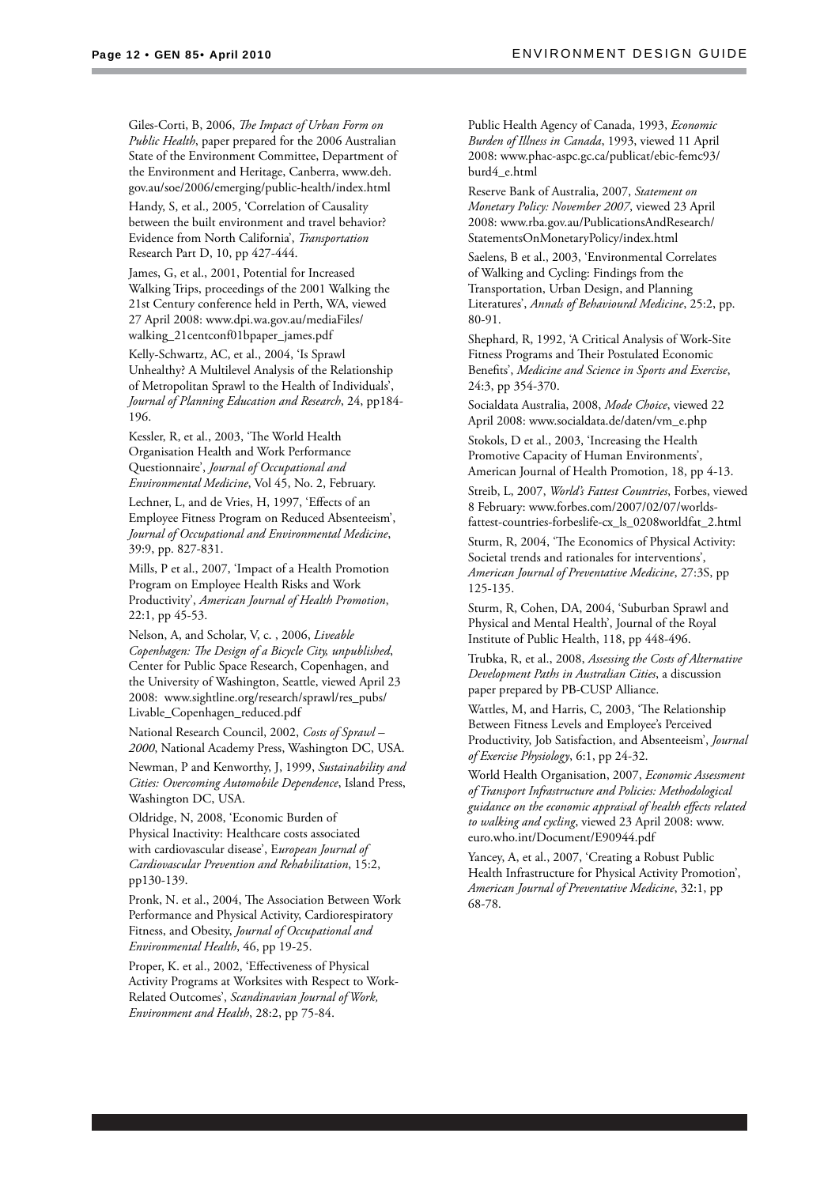Giles-Corti, B, 2006, *The Impact of Urban Form on Public Health*, paper prepared for the 2006 Australian State of the Environment Committee, Department of the Environment and Heritage, Canberra, www.deh.gov.au/soe/2006/emerging/public-health/index.html

Handy, S, et al., 2005, 'Correlation of Causality between the built environment and travel behavior? Evidence from North California', *Transportation* Research Part D, 10, pp 427-444.

James, G, et al., 2001, Potential for Increased Walking Trips, proceedings of the 2001 Walking the 21st Century conference held in Perth, WA, viewed 27 April 2008: www.dpi.wa.gov.au/mediaFiles/walking_21centconf01bpaper_james.pdf

Kelly-Schwartz, AC, et al., 2004, 'Is Sprawl Unhealthy? A Multilevel Analysis of the Relationship of Metropolitan Sprawl to the Health of Individuals', *Journal of Planning Education and Research*, 24, pp184-196.

Kessler, R, et al., 2003, 'The World Health Organisation Health and Work Performance Questionnaire', *Journal of Occupational and Environmental Medicine*, Vol 45, No. 2, February.

Lechner, L, and de Vries, H, 1997, 'Effects of an Employee Fitness Program on Reduced Absenteeism', *Journal of Occupational and Environmental Medicine*, 39:9, pp. 827-831.

Mills, P et al., 2007, 'Impact of a Health Promotion Program on Employee Health Risks and Work Productivity', *American Journal of Health Promotion*, 22:1, pp 45-53.

Nelson, A, and Scholar, V, c. , 2006, *Liveable Copenhagen: The Design of a Bicycle City, unpublished*, Center for Public Space Research, Copenhagen, and the University of Washington, Seattle, viewed April 23 2008: www.sightline.org/research/sprawl/res_pubs/Livable_Copenhagen_reduced.pdf

National Research Council, 2002, *Costs of Sprawl – 2000*, National Academy Press, Washington DC, USA.

Newman, P and Kenworthy, J, 1999, *Sustainability and Cities: Overcoming Automobile Dependence*, Island Press, Washington DC, USA.

Oldridge, N, 2008, 'Economic Burden of Physical Inactivity: Healthcare costs associated with cardiovascular disease', E*uropean Journal of Cardiovascular Prevention and Rehabilitation*, 15:2, pp130-139.

Pronk, N. et al., 2004, The Association Between Work Performance and Physical Activity, Cardiorespiratory Fitness, and Obesity, *Journal of Occupational and Environmental Health*, 46, pp 19-25.

Proper, K. et al., 2002, 'Effectiveness of Physical Activity Programs at Worksites with Respect to Work-Related Outcomes', *Scandinavian Journal of Work, Environment and Health*, 28:2, pp 75-84.

Public Health Agency of Canada, 1993, *Economic Burden of Illness in Canada*, 1993, viewed 11 April 2008: www.phac-aspc.gc.ca/publicat/ebic-femc93/burd4_e.html

Reserve Bank of Australia, 2007, *Statement on Monetary Policy: November 2007*, viewed 23 April 2008: www.rba.gov.au/PublicationsAndResearch/StatementsOnMonetaryPolicy/index.html

Saelens, B et al., 2003, 'Environmental Correlates of Walking and Cycling: Findings from the Transportation, Urban Design, and Planning Literatures', *Annals of Behavioural Medicine*, 25:2, pp. 80-91.

Shephard, R, 1992, 'A Critical Analysis of Work-Site Fitness Programs and Their Postulated Economic Benefits', *Medicine and Science in Sports and Exercise*, 24:3, pp 354-370.

Socialdata Australia, 2008, *Mode Choice*, viewed 22 April 2008: www.socialdata.de/daten/vm_e.php

Stokols, D et al., 2003, 'Increasing the Health Promotive Capacity of Human Environments', American Journal of Health Promotion, 18, pp 4-13.

Streib, L, 2007, *World's Fattest Countries*, Forbes, viewed 8 February: www.forbes.com/2007/02/07/worlds-fattest-countries-forbeslife-cx_ls_0208worldfat_2.html

Sturm, R, 2004, 'The Economics of Physical Activity: Societal trends and rationales for interventions', *American Journal of Preventative Medicine*, 27:3S, pp 125-135.

Sturm, R, Cohen, DA, 2004, 'Suburban Sprawl and Physical and Mental Health', Journal of the Royal Institute of Public Health, 118, pp 448-496.

Trubka, R, et al., 2008, *Assessing the Costs of Alternative Development Paths in Australian Cities*, a discussion paper prepared by PB-CUSP Alliance.

Wattles, M, and Harris, C, 2003, 'The Relationship Between Fitness Levels and Employee's Perceived Productivity, Job Satisfaction, and Absenteeism', *Journal of Exercise Physiology*, 6:1, pp 24-32.

World Health Organisation, 2007, *Economic Assessment of Transport Infrastructure and Policies: Methodological guidance on the economic appraisal of health effects related to walking and cycling*, viewed 23 April 2008: www.euro.who.int/Document/E90944.pdf

Yancey, A, et al., 2007, 'Creating a Robust Public Health Infrastructure for Physical Activity Promotion', *American Journal of Preventative Medicine*, 32:1, pp 68-78.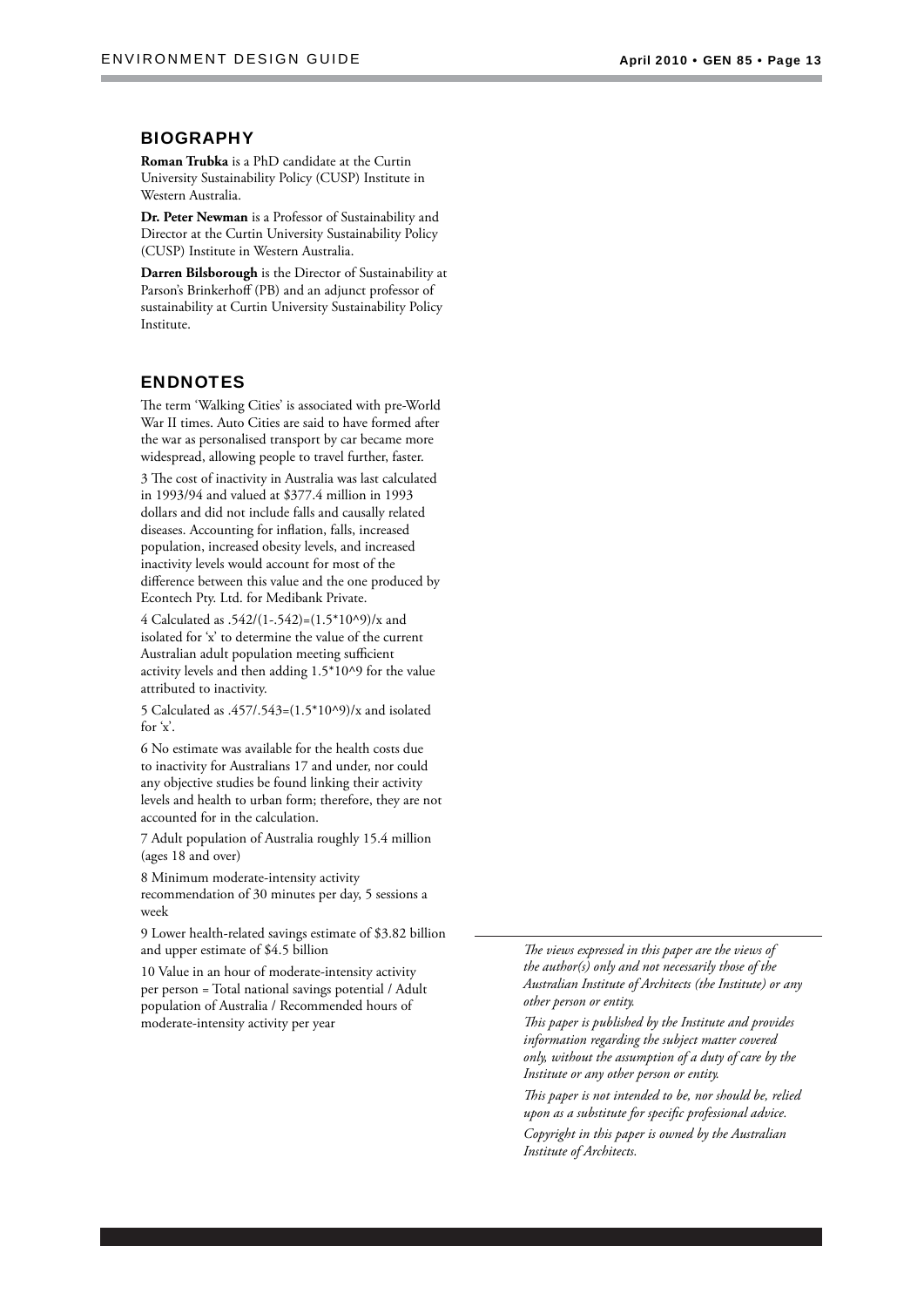## BIOGRAPHY

**Roman Trubka** is a PhD candidate at the Curtin University Sustainability Policy (CUSP) Institute in Western Australia.

**Dr. Peter Newman** is a Professor of Sustainability and Director at the Curtin University Sustainability Policy (CUSP) Institute in Western Australia.

**Darren Bilsborough** is the Director of Sustainability at Parson's Brinkerhoff (PB) and an adjunct professor of sustainability at Curtin University Sustainability Policy Institute.

## ENDNOTES

The term 'Walking Cities' is associated with pre-World War II times. Auto Cities are said to have formed after the war as personalised transport by car became more widespread, allowing people to travel further, faster.

3 The cost of inactivity in Australia was last calculated in 1993/94 and valued at $377.4 million in 1993 dollars and did not include falls and causally related diseases. Accounting for inflation, falls, increased population, increased obesity levels, and increased inactivity levels would account for most of the difference between this value and the one produced by Econtech Pty. Ltd. for Medibank Private.

4 Calculated as .542/(1-.542)=(1.5*10^9)/x and isolated for 'x' to determine the value of the current Australian adult population meeting sufficient activity levels and then adding 1.5*10^9 for the value attributed to inactivity.

5 Calculated as .457/.543=(1.5*10^9)/x and isolated for 'x'.

6 No estimate was available for the health costs due to inactivity for Australians 17 and under, nor could any objective studies be found linking their activity levels and health to urban form; therefore, they are not accounted for in the calculation.

7 Adult population of Australia roughly 15.4 million (ages 18 and over)

8 Minimum moderate-intensity activity recommendation of 30 minutes per day, 5 sessions a week

9 Lower health-related savings estimate of $3.82 billion and upper estimate of $4.5 billion

10 Value in an hour of moderate-intensity activity per person = Total national savings potential / Adult population of Australia / Recommended hours of moderate-intensity activity per year

---

*The views expressed in this paper are the views of the author(s) only and not necessarily those of the Australian Institute of Architects (the Institute) or any other person or entity.*

*This paper is published by the Institute and provides information regarding the subject matter covered only, without the assumption of a duty of care by the Institute or any other person or entity.*

*This paper is not intended to be, nor should be, relied upon as a substitute for specific professional advice.*

*Copyright in this paper is owned by the Australian Institute of Architects.*